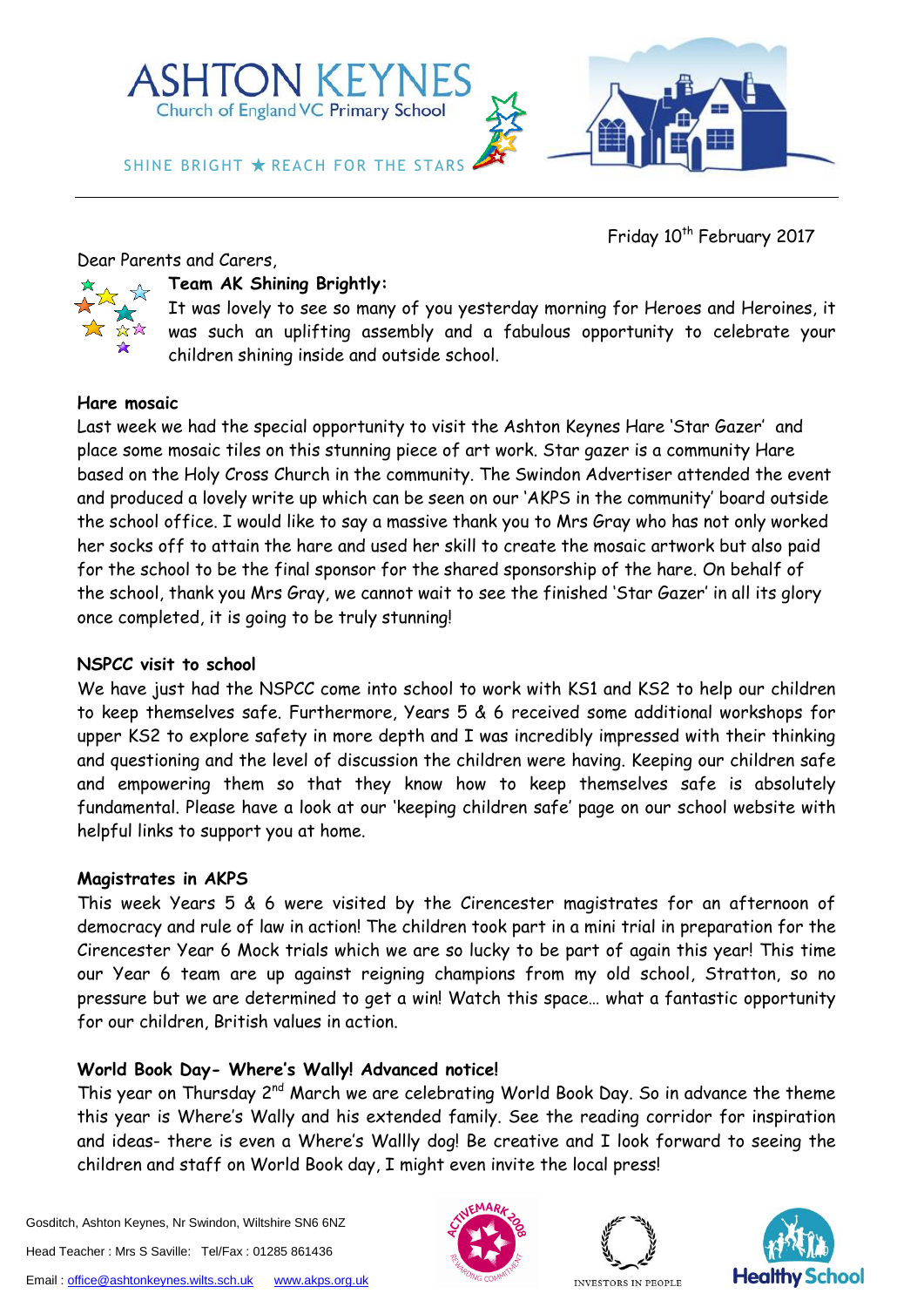# ASHTON KEYNES
Church of England VC Primary School

SHINE BRIGHT ★ REACH FOR THE STARS

Friday 10th February 2017

Dear Parents and Carers,

**Team AK Shining Brightly:**

It was lovely to see so many of you yesterday morning for Heroes and Heroines, it was such an uplifting assembly and a fabulous opportunity to celebrate your children shining inside and outside school.

**Hare mosaic**

Last week we had the special opportunity to visit the Ashton Keynes Hare 'Star Gazer' and place some mosaic tiles on this stunning piece of art work. Star gazer is a community Hare based on the Holy Cross Church in the community. The Swindon Advertiser attended the event and produced a lovely write up which can be seen on our 'AKPS in the community' board outside the school office. I would like to say a massive thank you to Mrs Gray who has not only worked her socks off to attain the hare and used her skill to create the mosaic artwork but also paid for the school to be the final sponsor for the shared sponsorship of the hare. On behalf of the school, thank you Mrs Gray, we cannot wait to see the finished 'Star Gazer' in all its glory once completed, it is going to be truly stunning!

**NSPCC visit to school**

We have just had the NSPCC come into school to work with KS1 and KS2 to help our children to keep themselves safe. Furthermore, Years 5 & 6 received some additional workshops for upper KS2 to explore safety in more depth and I was incredibly impressed with their thinking and questioning and the level of discussion the children were having. Keeping our children safe and empowering them so that they know how to keep themselves safe is absolutely fundamental. Please have a look at our 'keeping children safe' page on our school website with helpful links to support you at home.

**Magistrates in AKPS**

This week Years 5 & 6 were visited by the Cirencester magistrates for an afternoon of democracy and rule of law in action! The children took part in a mini trial in preparation for the Cirencester Year 6 Mock trials which we are so lucky to be part of again this year! This time our Year 6 team are up against reigning champions from my old school, Stratton, so no pressure but we are determined to get a win! Watch this space… what a fantastic opportunity for our children, British values in action.

**World Book Day- Where's Wally! Advanced notice!**

This year on Thursday 2nd March we are celebrating World Book Day. So in advance the theme this year is Where's Wally and his extended family. See the reading corridor for inspiration and ideas- there is even a Where's Wallly dog! Be creative and I look forward to seeing the children and staff on World Book day, I might even invite the local press!

Gosditch, Ashton Keynes, Nr Swindon, Wiltshire SN6 6NZ

Head Teacher : Mrs S Saville: Tel/Fax : 01285 861436

Email : office@ashtonkeynes.wilts.sch.uk www.akps.org.uk

ACTIVEMARK 2008 · INVESTORS IN PEOPLE · Healthy School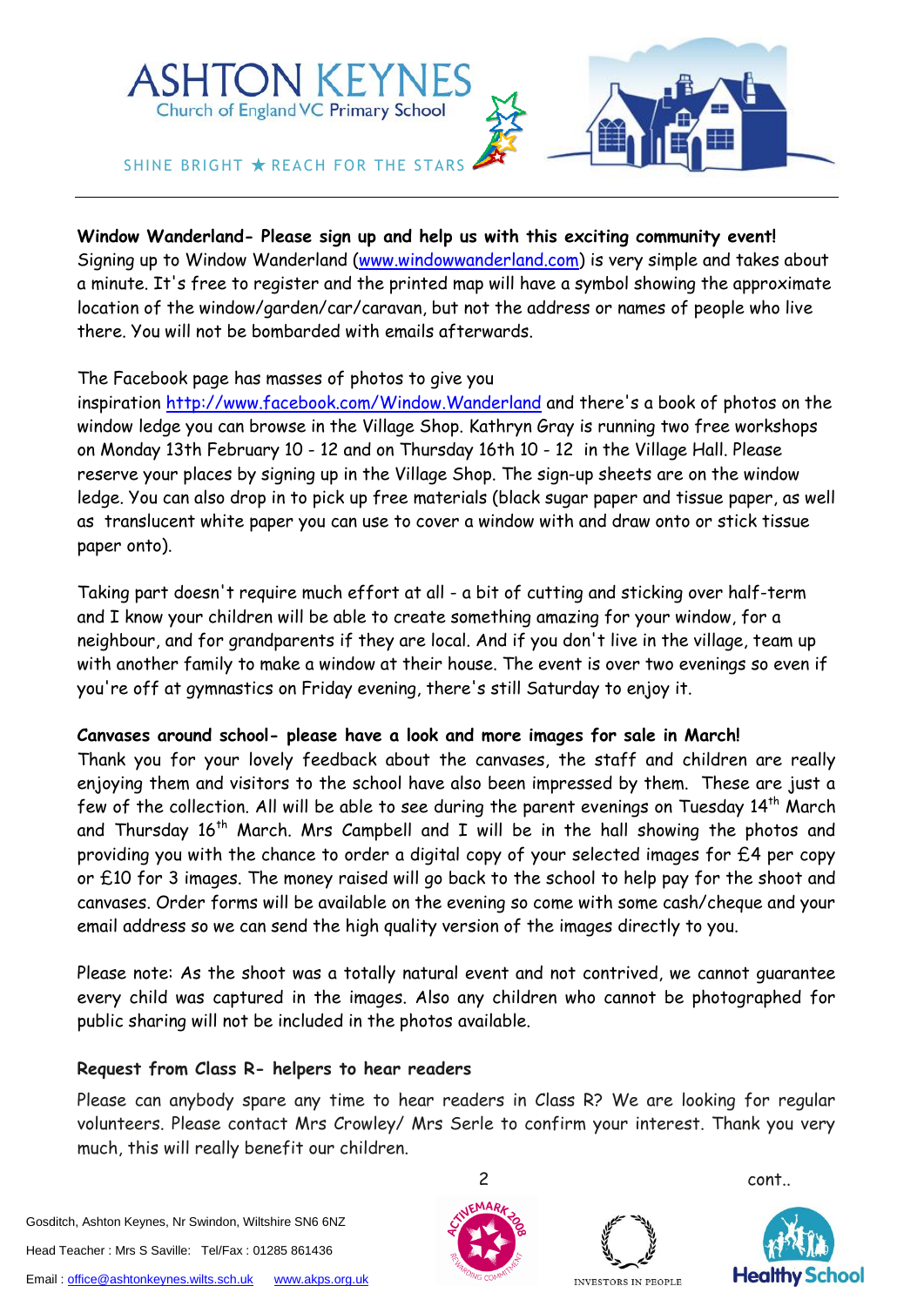**Window Wanderland- Please sign up and help us with this exciting community event!**
Signing up to Window Wanderland (www.windowwanderland.com) is very simple and takes about a minute. It's free to register and the printed map will have a symbol showing the approximate location of the window/garden/car/caravan, but not the address or names of people who live there. You will not be bombarded with emails afterwards.

The Facebook page has masses of photos to give you inspiration http://www.facebook.com/Window.Wanderland and there's a book of photos on the window ledge you can browse in the Village Shop. Kathryn Gray is running two free workshops on Monday 13th February 10 - 12 and on Thursday 16th 10 - 12 in the Village Hall. Please reserve your places by signing up in the Village Shop. The sign-up sheets are on the window ledge. You can also drop in to pick up free materials (black sugar paper and tissue paper, as well as translucent white paper you can use to cover a window with and draw onto or stick tissue paper onto).

Taking part doesn't require much effort at all - a bit of cutting and sticking over half-term and I know your children will be able to create something amazing for your window, for a neighbour, and for grandparents if they are local. And if you don't live in the village, team up with another family to make a window at their house. The event is over two evenings so even if you're off at gymnastics on Friday evening, there's still Saturday to enjoy it.

**Canvases around school- please have a look and more images for sale in March!**
Thank you for your lovely feedback about the canvases, the staff and children are really enjoying them and visitors to the school have also been impressed by them. These are just a few of the collection. All will be able to see during the parent evenings on Tuesday 14th March and Thursday 16th March. Mrs Campbell and I will be in the hall showing the photos and providing you with the chance to order a digital copy of your selected images for £4 per copy or £10 for 3 images. The money raised will go back to the school to help pay for the shoot and canvases. Order forms will be available on the evening so come with some cash/cheque and your email address so we can send the high quality version of the images directly to you.

Please note: As the shoot was a totally natural event and not contrived, we cannot guarantee every child was captured in the images. Also any children who cannot be photographed for public sharing will not be included in the photos available.

**Request from Class R- helpers to hear readers**

Please can anybody spare any time to hear readers in Class R? We are looking for regular volunteers. Please contact Mrs Crowley/ Mrs Serle to confirm your interest. Thank you very much, this will really benefit our children.

cont..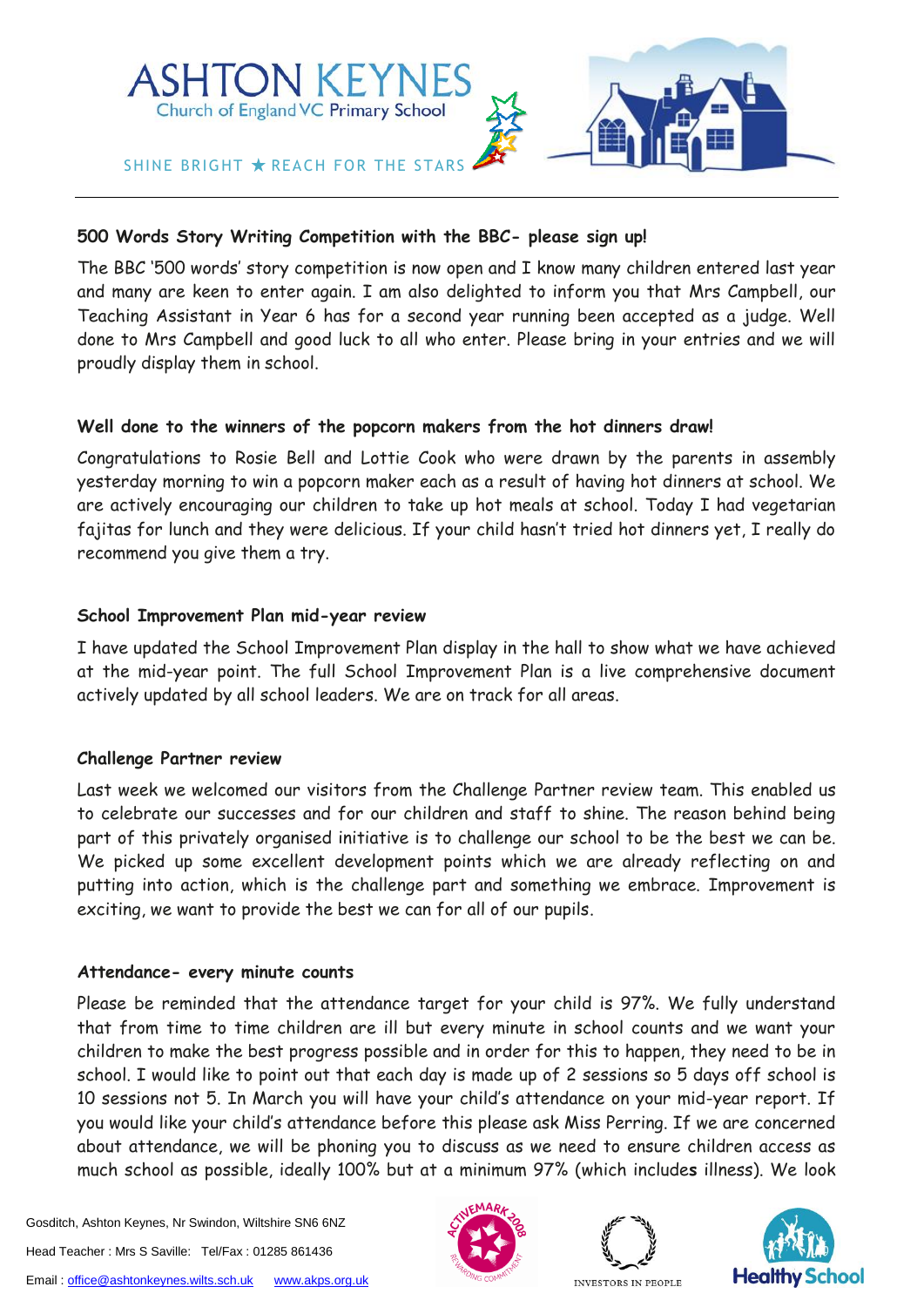## 500 Words Story Writing Competition with the BBC- please sign up!

The BBC '500 words' story competition is now open and I know many children entered last year and many are keen to enter again. I am also delighted to inform you that Mrs Campbell, our Teaching Assistant in Year 6 has for a second year running been accepted as a judge. Well done to Mrs Campbell and good luck to all who enter. Please bring in your entries and we will proudly display them in school.

## Well done to the winners of the popcorn makers from the hot dinners draw!

Congratulations to Rosie Bell and Lottie Cook who were drawn by the parents in assembly yesterday morning to win a popcorn maker each as a result of having hot dinners at school. We are actively encouraging our children to take up hot meals at school. Today I had vegetarian fajitas for lunch and they were delicious. If your child hasn't tried hot dinners yet, I really do recommend you give them a try.

## School Improvement Plan mid-year review

I have updated the School Improvement Plan display in the hall to show what we have achieved at the mid-year point. The full School Improvement Plan is a live comprehensive document actively updated by all school leaders. We are on track for all areas.

## Challenge Partner review

Last week we welcomed our visitors from the Challenge Partner review team. This enabled us to celebrate our successes and for our children and staff to shine. The reason behind being part of this privately organised initiative is to challenge our school to be the best we can be. We picked up some excellent development points which we are already reflecting on and putting into action, which is the challenge part and something we embrace. Improvement is exciting, we want to provide the best we can for all of our pupils.

## Attendance- every minute counts

Please be reminded that the attendance target for your child is 97%. We fully understand that from time to time children are ill but every minute in school counts and we want your children to make the best progress possible and in order for this to happen, they need to be in school. I would like to point out that each day is made up of 2 sessions so 5 days off school is 10 sessions not 5. In March you will have your child's attendance on your mid-year report. If you would like your child's attendance before this please ask Miss Perring. If we are concerned about attendance, we will be phoning you to discuss as we need to ensure children access as much school as possible, ideally 100% but at a minimum 97% (which includes illness). We look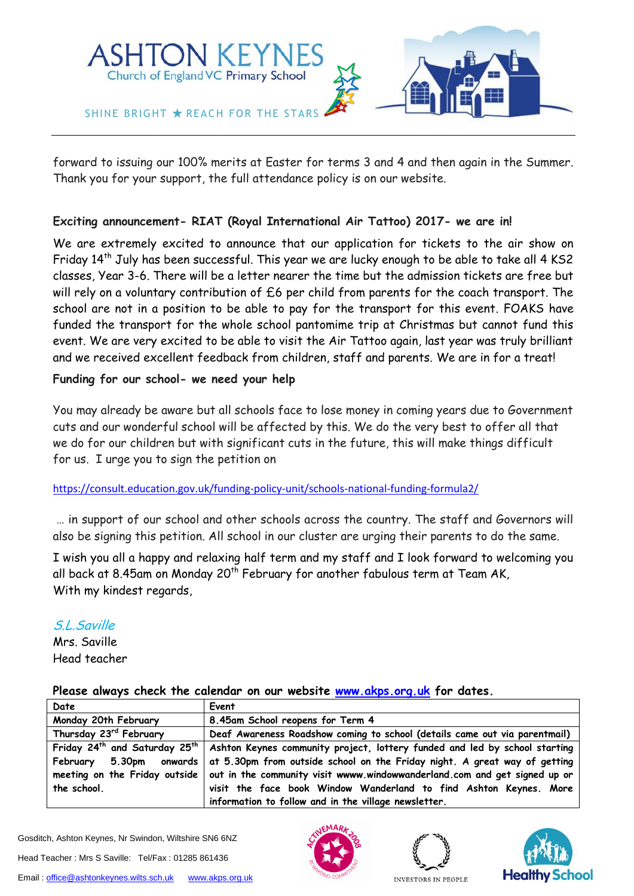forward to issuing our 100% merits at Easter for terms 3 and 4 and then again in the Summer. Thank you for your support, the full attendance policy is on our website.

**Exciting announcement- RIAT (Royal International Air Tattoo) 2017- we are in!**

We are extremely excited to announce that our application for tickets to the air show on Friday 14th July has been successful. This year we are lucky enough to be able to take all 4 KS2 classes, Year 3-6. There will be a letter nearer the time but the admission tickets are free but will rely on a voluntary contribution of £6 per child from parents for the coach transport. The school are not in a position to be able to pay for the transport for this event. FOAKS have funded the transport for the whole school pantomime trip at Christmas but cannot fund this event. We are very excited to be able to visit the Air Tattoo again, last year was truly brilliant and we received excellent feedback from children, staff and parents. We are in for a treat!

**Funding for our school- we need your help**

You may already be aware but all schools face to lose money in coming years due to Government cuts and our wonderful school will be affected by this. We do the very best to offer all that we do for our children but with significant cuts in the future, this will make things difficult for us. I urge you to sign the petition on

https://consult.education.gov.uk/funding-policy-unit/schools-national-funding-formula2/

… in support of our school and other schools across the country. The staff and Governors will also be signing this petition. All school in our cluster are urging their parents to do the same.

I wish you all a happy and relaxing half term and my staff and I look forward to welcoming you all back at 8.45am on Monday 20th February for another fabulous term at Team AK,
With my kindest regards,

*S.L.Saville*
Mrs. Saville
Head teacher

**Please always check the calendar on our website www.akps.org.uk for dates.**

| Date | Event |
|---|---|
| Monday 20th February | 8.45am School reopens for Term 4 |
| Thursday 23rd February | Deaf Awareness Roadshow coming to school (details came out via parentmail) |
| Friday 24th and Saturday 25th February 5.30pm onwards meeting on the Friday outside the school. | Ashton Keynes community project, lottery funded and led by school starting at 5.30pm from outside school on the Friday night. A great way of getting out in the community visit wwww.windowwanderland.com and get signed up or visit the face book Window Wanderland to find Ashton Keynes. More information to follow and in the village newsletter. |

Gosditch, Ashton Keynes, Nr Swindon, Wiltshire SN6 6NZ
Head Teacher : Mrs S Saville: Tel/Fax : 01285 861436
Email : office@ashtonkeynes.wilts.sch.uk www.akps.org.uk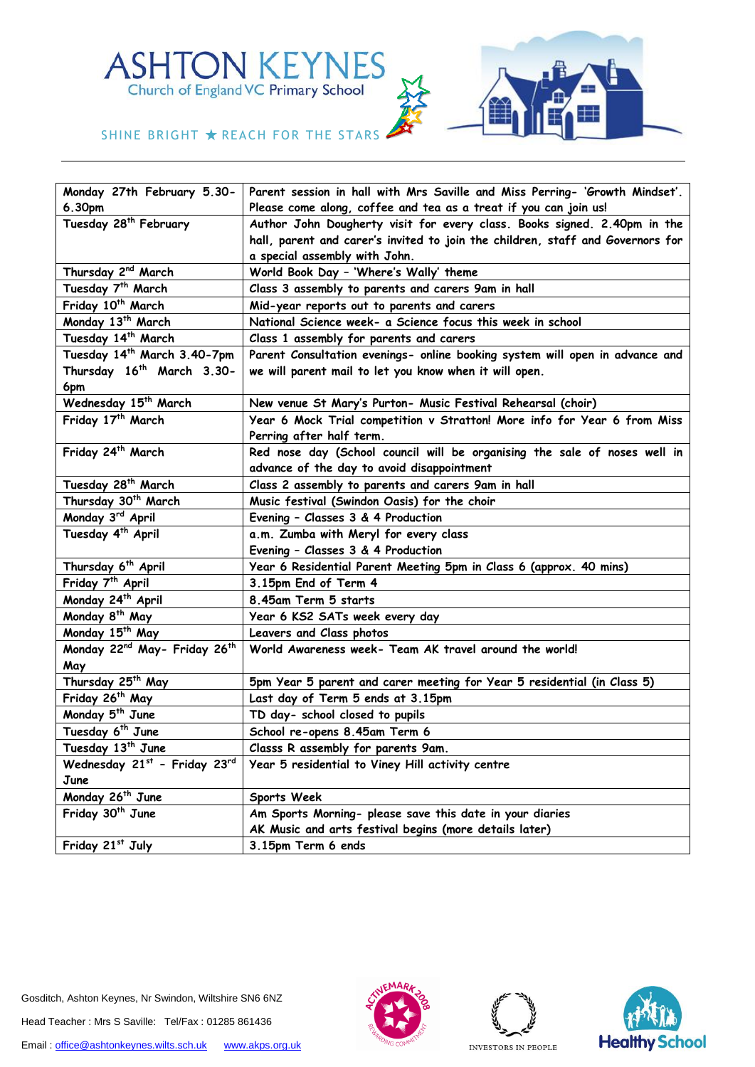# ASHTON KEYNES

Church of England VC Primary School

SHINE BRIGHT ★ REACH FOR THE STARS

| | |
|---|---|
| Monday 27th February 5.30-6.30pm | Parent session in hall with Mrs Saville and Miss Perring- 'Growth Mindset'. Please come along, coffee and tea as a treat if you can join us! |
| Tuesday 28th February | Author John Dougherty visit for every class. Books signed. 2.40pm in the hall, parent and carer's invited to join the children, staff and Governors for a special assembly with John. |
| Thursday 2nd March | World Book Day - 'Where's Wally' theme |
| Tuesday 7th March | Class 3 assembly to parents and carers 9am in hall |
| Friday 10th March | Mid-year reports out to parents and carers |
| Monday 13th March | National Science week- a Science focus this week in school |
| Tuesday 14th March | Class 1 assembly for parents and carers |
| Tuesday 14th March 3.40-7pm Thursday 16th March 3.30-6pm | Parent Consultation evenings- online booking system will open in advance and we will parent mail to let you know when it will open. |
| Wednesday 15th March | New venue St Mary's Purton- Music Festival Rehearsal (choir) |
| Friday 17th March | Year 6 Mock Trial competition v Stratton! More info for Year 6 from Miss Perring after half term. |
| Friday 24th March | Red nose day (School council will be organising the sale of noses well in advance of the day to avoid disappointment |
| Tuesday 28th March | Class 2 assembly to parents and carers 9am in hall |
| Thursday 30th March | Music festival (Swindon Oasis) for the choir |
| Monday 3rd April | Evening - Classes 3 & 4 Production |
| Tuesday 4th April | a.m. Zumba with Meryl for every class<br>Evening - Classes 3 & 4 Production |
| Thursday 6th April | Year 6 Residential Parent Meeting 5pm in Class 6 (approx. 40 mins) |
| Friday 7th April | 3.15pm End of Term 4 |
| Monday 24th April | 8.45am Term 5 starts |
| Monday 8th May | Year 6 KS2 SATs week every day |
| Monday 15th May | Leavers and Class photos |
| Monday 22nd May- Friday 26th May | World Awareness week- Team AK travel around the world! |
| Thursday 25th May | 5pm Year 5 parent and carer meeting for Year 5 residential (in Class 5) |
| Friday 26th May | Last day of Term 5 ends at 3.15pm |
| Monday 5th June | TD day- school closed to pupils |
| Tuesday 6th June | School re-opens 8.45am Term 6 |
| Tuesday 13th June | Classs R assembly for parents 9am. |
| Wednesday 21st - Friday 23rd June | Year 5 residential to Viney Hill activity centre |
| Monday 26th June | Sports Week |
| Friday 30th June | Am Sports Morning- please save this date in your diaries<br>AK Music and arts festival begins (more details later) |
| Friday 21st July | 3.15pm Term 6 ends |

Gosditch, Ashton Keynes, Nr Swindon, Wiltshire SN6 6NZ

Head Teacher : Mrs S Saville: Tel/Fax : 01285 861436

Email : office@ashtonkeynes.wilts.sch.uk www.akps.org.uk

ACTIVEMARK 2008 — INVESTORS IN PEOPLE — Healthy School